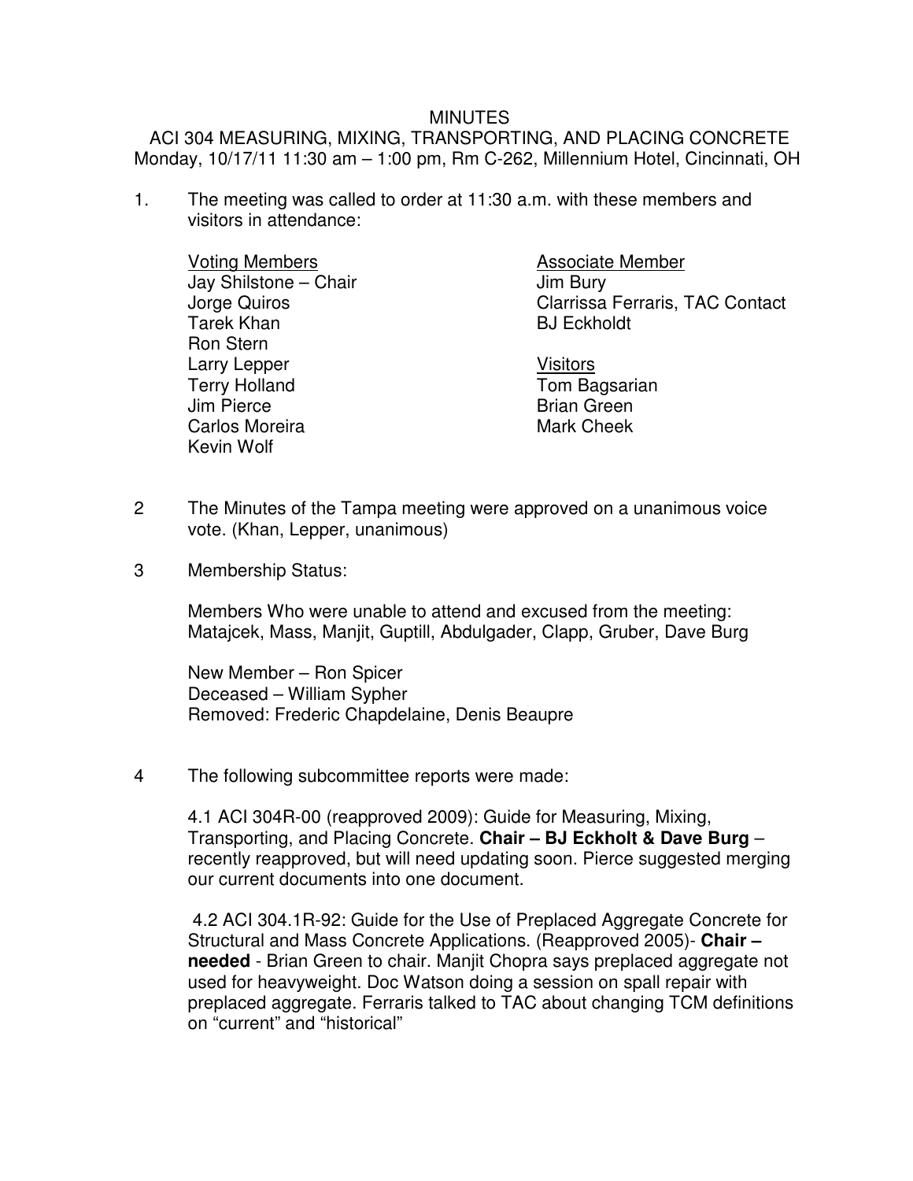# MINUTES

## ACI 304 MEASURING, MIXING, TRANSPORTING, AND PLACING CONCRETE

Monday, 10/17/11 11:30 am – 1:00 pm, Rm C-262, Millennium Hotel, Cincinnati, OH

1. The meeting was called to order at 11:30 a.m. with these members and visitors in attendance:

   Voting Members
   Jay Shilstone – Chair
   Jorge Quiros
   Tarek Khan
   Ron Stern
   Larry Lepper
   Terry Holland
   Jim Pierce
   Carlos Moreira
   Kevin Wolf

   Associate Member
   Jim Bury
   Clarrissa Ferraris, TAC Contact
   BJ Eckholdt

   Visitors
   Tom Bagsarian
   Brian Green
   Mark Cheek

2 The Minutes of the Tampa meeting were approved on a unanimous voice vote. (Khan, Lepper, unanimous)

3 Membership Status:

   Members Who were unable to attend and excused from the meeting: Matajcek, Mass, Manjit, Guptill, Abdulgader, Clapp, Gruber, Dave Burg

   New Member – Ron Spicer
   Deceased – William Sypher
   Removed: Frederic Chapdelaine, Denis Beaupre

4 The following subcommittee reports were made:

   4.1 ACI 304R-00 (reapproved 2009): Guide for Measuring, Mixing, Transporting, and Placing Concrete. **Chair – BJ Eckholt & Dave Burg** – recently reapproved, but will need updating soon. Pierce suggested merging our current documents into one document.

   4.2 ACI 304.1R-92: Guide for the Use of Preplaced Aggregate Concrete for Structural and Mass Concrete Applications. (Reapproved 2005)- **Chair – needed** - Brian Green to chair. Manjit Chopra says preplaced aggregate not used for heavyweight. Doc Watson doing a session on spall repair with preplaced aggregate. Ferraris talked to TAC about changing TCM definitions on "current" and "historical"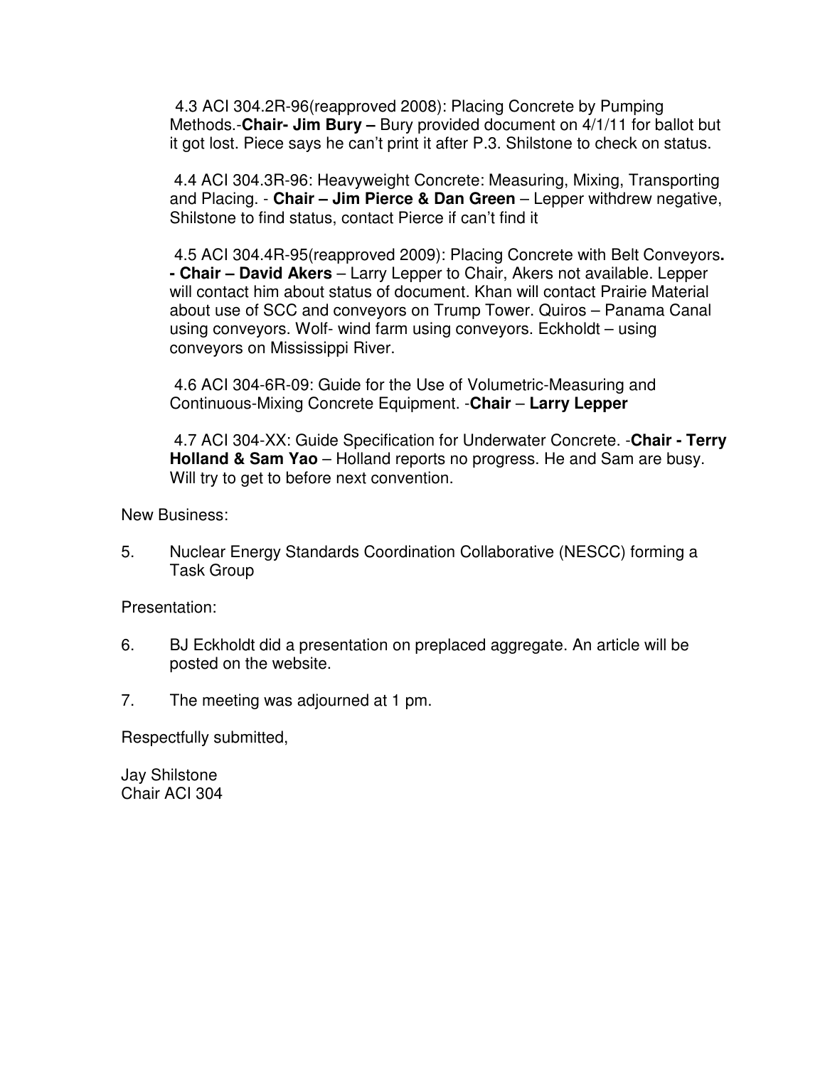4.3 ACI 304.2R-96(reapproved 2008): Placing Concrete by Pumping Methods.-**Chair- Jim Bury –** Bury provided document on 4/1/11 for ballot but it got lost. Piece says he can't print it after P.3. Shilstone to check on status.

4.4 ACI 304.3R-96: Heavyweight Concrete: Measuring, Mixing, Transporting and Placing. - **Chair – Jim Pierce & Dan Green** – Lepper withdrew negative, Shilstone to find status, contact Pierce if can't find it

4.5 ACI 304.4R-95(reapproved 2009): Placing Concrete with Belt Conveyors**. - Chair – David Akers** – Larry Lepper to Chair, Akers not available. Lepper will contact him about status of document. Khan will contact Prairie Material about use of SCC and conveyors on Trump Tower. Quiros – Panama Canal using conveyors. Wolf- wind farm using conveyors. Eckholdt – using conveyors on Mississippi River.

4.6 ACI 304-6R-09: Guide for the Use of Volumetric-Measuring and Continuous-Mixing Concrete Equipment. -**Chair** – **Larry Lepper**

4.7 ACI 304-XX: Guide Specification for Underwater Concrete. -**Chair - Terry Holland & Sam Yao** – Holland reports no progress. He and Sam are busy. Will try to get to before next convention.

New Business:

5. Nuclear Energy Standards Coordination Collaborative (NESCC) forming a Task Group

Presentation:

6. BJ Eckholdt did a presentation on preplaced aggregate. An article will be posted on the website.

7. The meeting was adjourned at 1 pm.

Respectfully submitted,

Jay Shilstone
Chair ACI 304